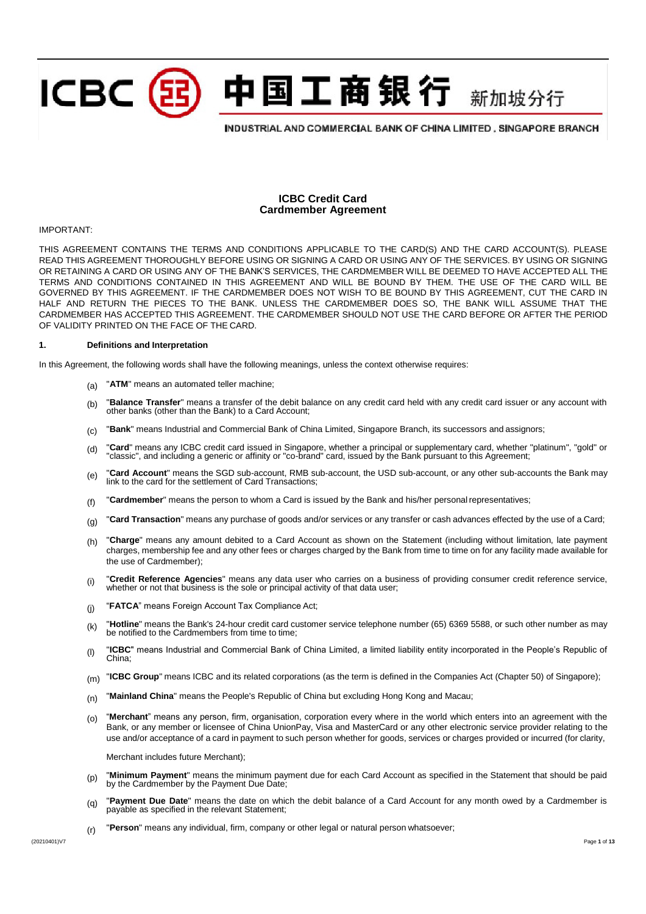ICBC 中国工商银行 新加坡分行

INDUSTRIAL AND COMMERCIAL BANK OF CHINA LIMITED, SINGAPORE BRANCH

# ICBC Credit Card
## Cardmember Agreement

IMPORTANT:

THIS AGREEMENT CONTAINS THE TERMS AND CONDITIONS APPLICABLE TO THE CARD(S) AND THE CARD ACCOUNT(S). PLEASE READ THIS AGREEMENT THOROUGHLY BEFORE USING OR SIGNING A CARD OR USING ANY OF THE SERVICES. BY USING OR SIGNING OR RETAINING A CARD OR USING ANY OF THE BANK'S SERVICES, THE CARDMEMBER WILL BE DEEMED TO HAVE ACCEPTED ALL THE TERMS AND CONDITIONS CONTAINED IN THIS AGREEMENT AND WILL BE BOUND BY THEM. THE USE OF THE CARD WILL BE GOVERNED BY THIS AGREEMENT. IF THE CARDMEMBER DOES NOT WISH TO BE BOUND BY THIS AGREEMENT, CUT THE CARD IN HALF AND RETURN THE PIECES TO THE BANK. UNLESS THE CARDMEMBER DOES SO, THE BANK WILL ASSUME THAT THE CARDMEMBER HAS ACCEPTED THIS AGREEMENT. THE CARDMEMBER SHOULD NOT USE THE CARD BEFORE OR AFTER THE PERIOD OF VALIDITY PRINTED ON THE FACE OF THE CARD.

### 1. Definitions and Interpretation

In this Agreement, the following words shall have the following meanings, unless the context otherwise requires:

(a) "**ATM**" means an automated teller machine;

(b) "**Balance Transfer**" means a transfer of the debit balance on any credit card held with any credit card issuer or any account with other banks (other than the Bank) to a Card Account;

(c) "**Bank**" means Industrial and Commercial Bank of China Limited, Singapore Branch, its successors and assignors;

(d) "**Card**" means any ICBC credit card issued in Singapore, whether a principal or supplementary card, whether "platinum", "gold" or "classic", and including a generic or affinity or "co-brand" card, issued by the Bank pursuant to this Agreement;

(e) "**Card Account**" means the SGD sub-account, RMB sub-account, the USD sub-account, or any other sub-accounts the Bank may link to the card for the settlement of Card Transactions;

(f) "**Cardmember**" means the person to whom a Card is issued by the Bank and his/her personal representatives;

(g) "**Card Transaction**" means any purchase of goods and/or services or any transfer or cash advances effected by the use of a Card;

(h) "**Charge**" means any amount debited to a Card Account as shown on the Statement (including without limitation, late payment charges, membership fee and any other fees or charges charged by the Bank from time to time on for any facility made available for the use of Cardmember);

(i) "**Credit Reference Agencies**" means any data user who carries on a business of providing consumer credit reference service, whether or not that business is the sole or principal activity of that data user;

(j) "**FATCA**" means Foreign Account Tax Compliance Act;

(k) "**Hotline**" means the Bank's 24-hour credit card customer service telephone number (65) 6369 5588, or such other number as may be notified to the Cardmembers from time to time;

(l) "**ICBC**" means Industrial and Commercial Bank of China Limited, a limited liability entity incorporated in the People's Republic of China;

(m) "**ICBC Group**" means ICBC and its related corporations (as the term is defined in the Companies Act (Chapter 50) of Singapore);

(n) "**Mainland China**" means the People's Republic of China but excluding Hong Kong and Macau;

(o) "**Merchant**" means any person, firm, organisation, corporation every where in the world which enters into an agreement with the Bank, or any member or licensee of China UnionPay, Visa and MasterCard or any other electronic service provider relating to the use and/or acceptance of a card in payment to such person whether for goods, services or charges provided or incurred (for clarity, Merchant includes future Merchant);

(p) "**Minimum Payment**" means the minimum payment due for each Card Account as specified in the Statement that should be paid by the Cardmember by the Payment Due Date;

(q) "**Payment Due Date**" means the date on which the debit balance of a Card Account for any month owed by a Cardmember is payable as specified in the relevant Statement;

(r) "**Person**" means any individual, firm, company or other legal or natural person whatsoever;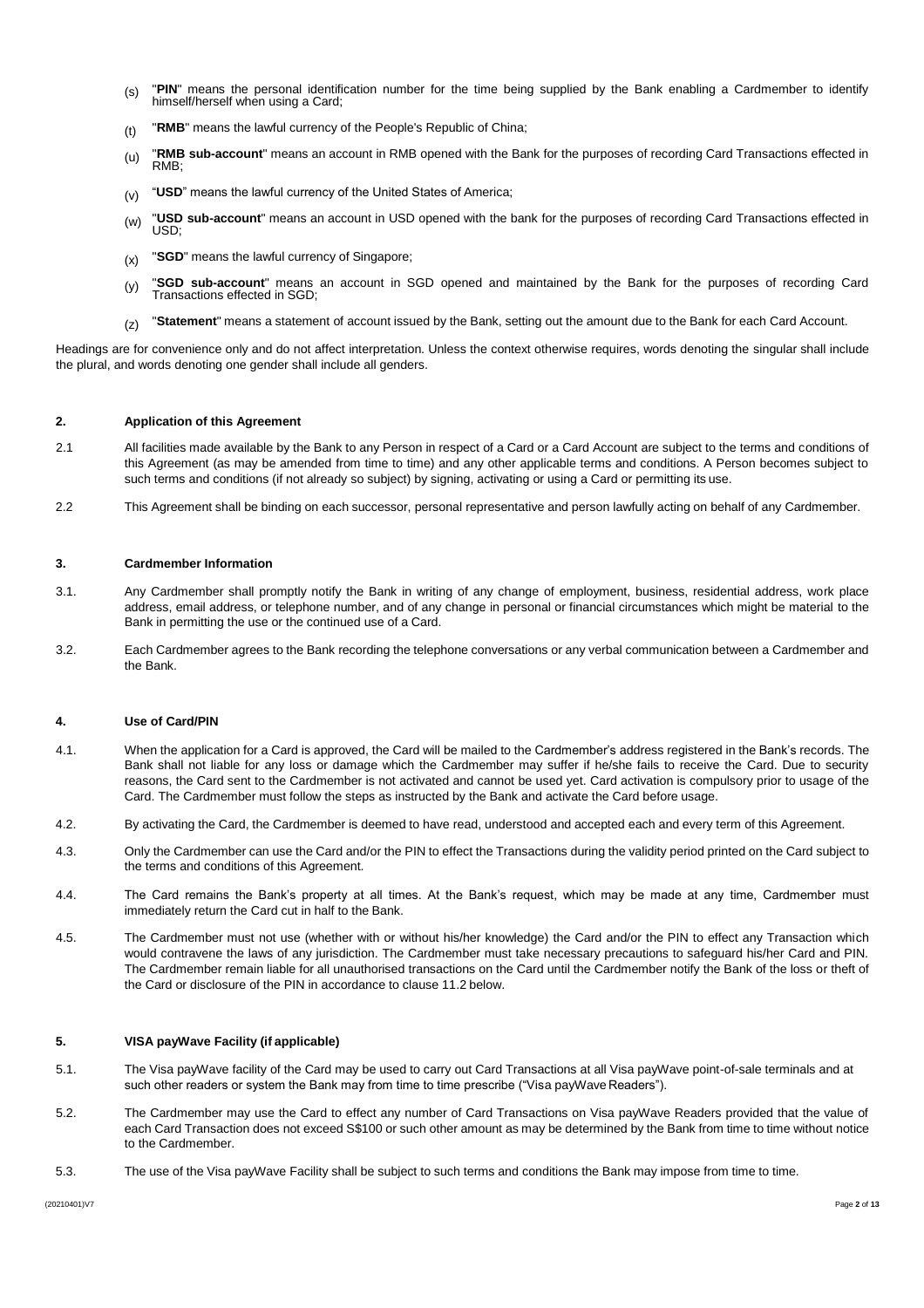(s) "**PIN**" means the personal identification number for the time being supplied by the Bank enabling a Cardmember to identify himself/herself when using a Card;

(t) "**RMB**" means the lawful currency of the People's Republic of China;

(u) "**RMB sub-account**" means an account in RMB opened with the Bank for the purposes of recording Card Transactions effected in RMB;

(v) "**USD**" means the lawful currency of the United States of America;

(w) "**USD sub-account**" means an account in USD opened with the bank for the purposes of recording Card Transactions effected in USD;

(x) "**SGD**" means the lawful currency of Singapore;

(y) "**SGD sub-account**" means an account in SGD opened and maintained by the Bank for the purposes of recording Card Transactions effected in SGD;

(z) "**Statement**" means a statement of account issued by the Bank, setting out the amount due to the Bank for each Card Account.

Headings are for convenience only and do not affect interpretation. Unless the context otherwise requires, words denoting the singular shall include the plural, and words denoting one gender shall include all genders.

## 2. Application of this Agreement

2.1 All facilities made available by the Bank to any Person in respect of a Card or a Card Account are subject to the terms and conditions of this Agreement (as may be amended from time to time) and any other applicable terms and conditions. A Person becomes subject to such terms and conditions (if not already so subject) by signing, activating or using a Card or permitting its use.

2.2 This Agreement shall be binding on each successor, personal representative and person lawfully acting on behalf of any Cardmember.

## 3. Cardmember Information

3.1. Any Cardmember shall promptly notify the Bank in writing of any change of employment, business, residential address, work place address, email address, or telephone number, and of any change in personal or financial circumstances which might be material to the Bank in permitting the use or the continued use of a Card.

3.2. Each Cardmember agrees to the Bank recording the telephone conversations or any verbal communication between a Cardmember and the Bank.

## 4. Use of Card/PIN

4.1. When the application for a Card is approved, the Card will be mailed to the Cardmember's address registered in the Bank's records. The Bank shall not liable for any loss or damage which the Cardmember may suffer if he/she fails to receive the Card. Due to security reasons, the Card sent to the Cardmember is not activated and cannot be used yet. Card activation is compulsory prior to usage of the Card. The Cardmember must follow the steps as instructed by the Bank and activate the Card before usage.

4.2. By activating the Card, the Cardmember is deemed to have read, understood and accepted each and every term of this Agreement.

4.3. Only the Cardmember can use the Card and/or the PIN to effect the Transactions during the validity period printed on the Card subject to the terms and conditions of this Agreement.

4.4. The Card remains the Bank's property at all times. At the Bank's request, which may be made at any time, Cardmember must immediately return the Card cut in half to the Bank.

4.5. The Cardmember must not use (whether with or without his/her knowledge) the Card and/or the PIN to effect any Transaction which would contravene the laws of any jurisdiction. The Cardmember must take necessary precautions to safeguard his/her Card and PIN. The Cardmember remain liable for all unauthorised transactions on the Card until the Cardmember notify the Bank of the loss or theft of the Card or disclosure of the PIN in accordance to clause 11.2 below.

## 5. VISA payWave Facility (if applicable)

5.1. The Visa payWave facility of the Card may be used to carry out Card Transactions at all Visa payWave point-of-sale terminals and at such other readers or system the Bank may from time to time prescribe ("Visa payWave Readers").

5.2. The Cardmember may use the Card to effect any number of Card Transactions on Visa payWave Readers provided that the value of each Card Transaction does not exceed S$100 or such other amount as may be determined by the Bank from time to time without notice to the Cardmember.

5.3. The use of the Visa payWave Facility shall be subject to such terms and conditions the Bank may impose from time to time.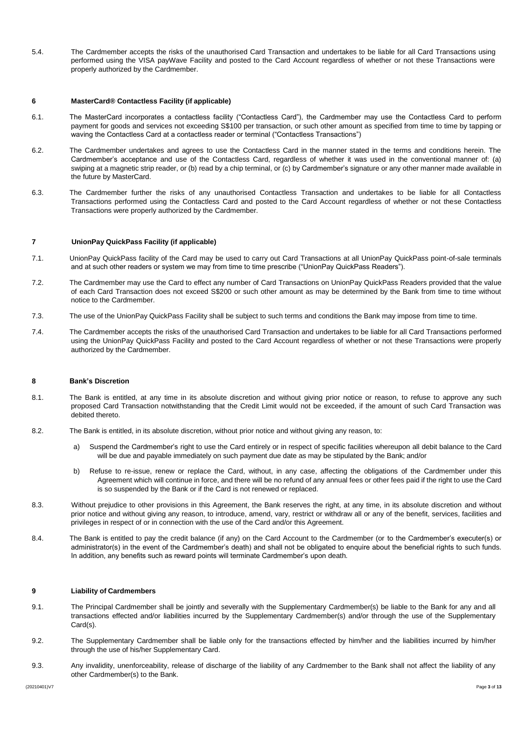5.4. The Cardmember accepts the risks of the unauthorised Card Transaction and undertakes to be liable for all Card Transactions using performed using the VISA payWave Facility and posted to the Card Account regardless of whether or not these Transactions were properly authorized by the Cardmember.

### 6 MasterCard® Contactless Facility (if applicable)

6.1. The MasterCard incorporates a contactless facility ("Contactless Card"), the Cardmember may use the Contactless Card to perform payment for goods and services not exceeding S$100 per transaction, or such other amount as specified from time to time by tapping or waving the Contactless Card at a contactless reader or terminal ("Contactless Transactions")

6.2. The Cardmember undertakes and agrees to use the Contactless Card in the manner stated in the terms and conditions herein. The Cardmember's acceptance and use of the Contactless Card, regardless of whether it was used in the conventional manner of: (a) swiping at a magnetic strip reader, or (b) read by a chip terminal, or (c) by Cardmember's signature or any other manner made available in the future by MasterCard.

6.3. The Cardmember further the risks of any unauthorised Contactless Transaction and undertakes to be liable for all Contactless Transactions performed using the Contactless Card and posted to the Card Account regardless of whether or not these Contactless Transactions were properly authorized by the Cardmember.

### 7 UnionPay QuickPass Facility (if applicable)

7.1. UnionPay QuickPass facility of the Card may be used to carry out Card Transactions at all UnionPay QuickPass point-of-sale terminals and at such other readers or system we may from time to time prescribe ("UnionPay QuickPass Readers").

7.2. The Cardmember may use the Card to effect any number of Card Transactions on UnionPay QuickPass Readers provided that the value of each Card Transaction does not exceed S$200 or such other amount as may be determined by the Bank from time to time without notice to the Cardmember.

7.3. The use of the UnionPay QuickPass Facility shall be subject to such terms and conditions the Bank may impose from time to time.

7.4. The Cardmember accepts the risks of the unauthorised Card Transaction and undertakes to be liable for all Card Transactions performed using the UnionPay QuickPass Facility and posted to the Card Account regardless of whether or not these Transactions were properly authorized by the Cardmember.

### 8 Bank's Discretion

8.1. The Bank is entitled, at any time in its absolute discretion and without giving prior notice or reason, to refuse to approve any such proposed Card Transaction notwithstanding that the Credit Limit would not be exceeded, if the amount of such Card Transaction was debited thereto.

8.2. The Bank is entitled, in its absolute discretion, without prior notice and without giving any reason, to:

a) Suspend the Cardmember's right to use the Card entirely or in respect of specific facilities whereupon all debit balance to the Card will be due and payable immediately on such payment due date as may be stipulated by the Bank; and/or

b) Refuse to re-issue, renew or replace the Card, without, in any case, affecting the obligations of the Cardmember under this Agreement which will continue in force, and there will be no refund of any annual fees or other fees paid if the right to use the Card is so suspended by the Bank or if the Card is not renewed or replaced.

8.3. Without prejudice to other provisions in this Agreement, the Bank reserves the right, at any time, in its absolute discretion and without prior notice and without giving any reason, to introduce, amend, vary, restrict or withdraw all or any of the benefit, services, facilities and privileges in respect of or in connection with the use of the Card and/or this Agreement.

8.4. The Bank is entitled to pay the credit balance (if any) on the Card Account to the Cardmember (or to the Cardmember's executer(s) or administrator(s) in the event of the Cardmember's death) and shall not be obligated to enquire about the beneficial rights to such funds. In addition, any benefits such as reward points will terminate Cardmember's upon death.

### 9 Liability of Cardmembers

9.1. The Principal Cardmember shall be jointly and severally with the Supplementary Cardmember(s) be liable to the Bank for any and all transactions effected and/or liabilities incurred by the Supplementary Cardmember(s) and/or through the use of the Supplementary Card(s).

9.2. The Supplementary Cardmember shall be liable only for the transactions effected by him/her and the liabilities incurred by him/her through the use of his/her Supplementary Card.

9.3. Any invalidity, unenforceability, release of discharge of the liability of any Cardmember to the Bank shall not affect the liability of any other Cardmember(s) to the Bank.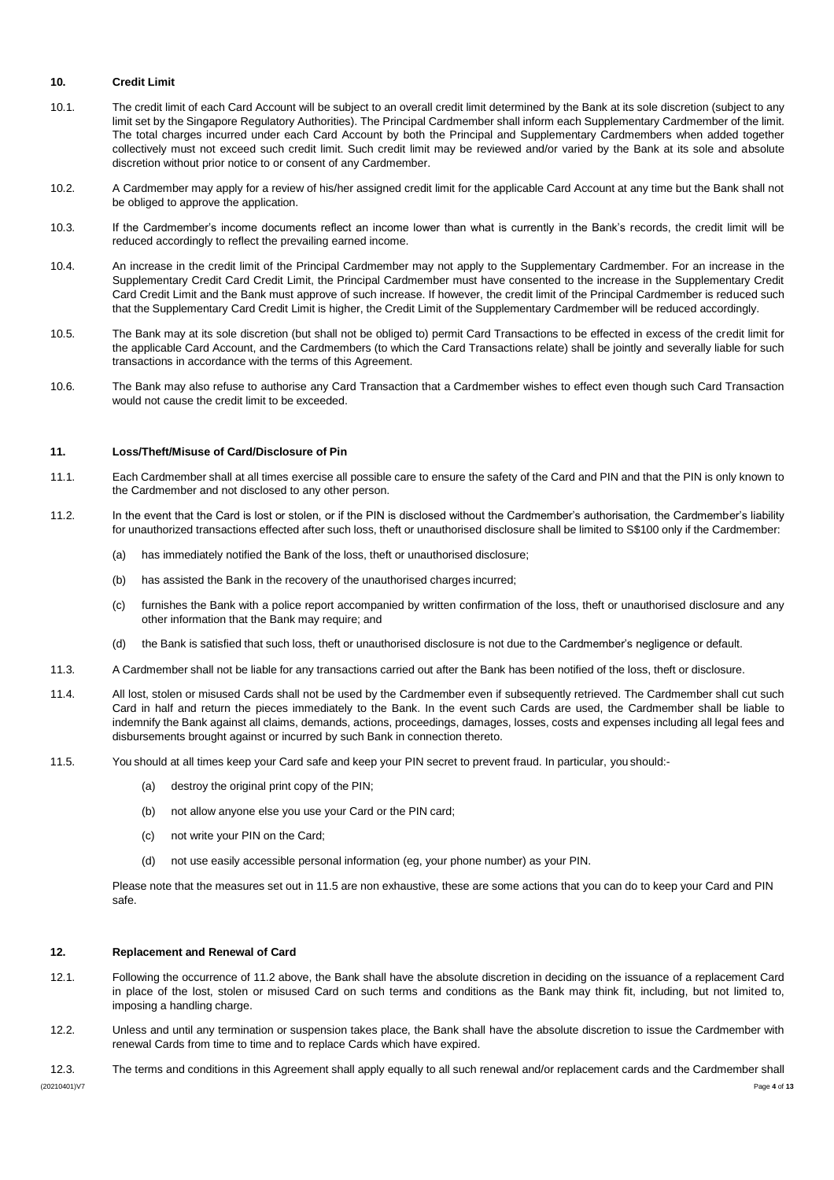## 10. Credit Limit

10.1. The credit limit of each Card Account will be subject to an overall credit limit determined by the Bank at its sole discretion (subject to any limit set by the Singapore Regulatory Authorities). The Principal Cardmember shall inform each Supplementary Cardmember of the limit. The total charges incurred under each Card Account by both the Principal and Supplementary Cardmembers when added together collectively must not exceed such credit limit. Such credit limit may be reviewed and/or varied by the Bank at its sole and absolute discretion without prior notice to or consent of any Cardmember.

10.2. A Cardmember may apply for a review of his/her assigned credit limit for the applicable Card Account at any time but the Bank shall not be obliged to approve the application.

10.3. If the Cardmember's income documents reflect an income lower than what is currently in the Bank's records, the credit limit will be reduced accordingly to reflect the prevailing earned income.

10.4. An increase in the credit limit of the Principal Cardmember may not apply to the Supplementary Cardmember. For an increase in the Supplementary Credit Card Credit Limit, the Principal Cardmember must have consented to the increase in the Supplementary Credit Card Credit Limit and the Bank must approve of such increase. If however, the credit limit of the Principal Cardmember is reduced such that the Supplementary Card Credit Limit is higher, the Credit Limit of the Supplementary Cardmember will be reduced accordingly.

10.5. The Bank may at its sole discretion (but shall not be obliged to) permit Card Transactions to be effected in excess of the credit limit for the applicable Card Account, and the Cardmembers (to which the Card Transactions relate) shall be jointly and severally liable for such transactions in accordance with the terms of this Agreement.

10.6. The Bank may also refuse to authorise any Card Transaction that a Cardmember wishes to effect even though such Card Transaction would not cause the credit limit to be exceeded.

## 11. Loss/Theft/Misuse of Card/Disclosure of Pin

11.1. Each Cardmember shall at all times exercise all possible care to ensure the safety of the Card and PIN and that the PIN is only known to the Cardmember and not disclosed to any other person.

11.2. In the event that the Card is lost or stolen, or if the PIN is disclosed without the Cardmember's authorisation, the Cardmember's liability for unauthorized transactions effected after such loss, theft or unauthorised disclosure shall be limited to S$100 only if the Cardmember:

(a) has immediately notified the Bank of the loss, theft or unauthorised disclosure;

(b) has assisted the Bank in the recovery of the unauthorised charges incurred;

(c) furnishes the Bank with a police report accompanied by written confirmation of the loss, theft or unauthorised disclosure and any other information that the Bank may require; and

(d) the Bank is satisfied that such loss, theft or unauthorised disclosure is not due to the Cardmember's negligence or default.

11.3. A Cardmember shall not be liable for any transactions carried out after the Bank has been notified of the loss, theft or disclosure.

11.4. All lost, stolen or misused Cards shall not be used by the Cardmember even if subsequently retrieved. The Cardmember shall cut such Card in half and return the pieces immediately to the Bank. In the event such Cards are used, the Cardmember shall be liable to indemnify the Bank against all claims, demands, actions, proceedings, damages, losses, costs and expenses including all legal fees and disbursements brought against or incurred by such Bank in connection thereto.

11.5. You should at all times keep your Card safe and keep your PIN secret to prevent fraud. In particular, you should:-

(a) destroy the original print copy of the PIN;

(b) not allow anyone else you use your Card or the PIN card;

(c) not write your PIN on the Card;

(d) not use easily accessible personal information (eg, your phone number) as your PIN.

Please note that the measures set out in 11.5 are non exhaustive, these are some actions that you can do to keep your Card and PIN safe.

## 12. Replacement and Renewal of Card

12.1. Following the occurrence of 11.2 above, the Bank shall have the absolute discretion in deciding on the issuance of a replacement Card in place of the lost, stolen or misused Card on such terms and conditions as the Bank may think fit, including, but not limited to, imposing a handling charge.

12.2. Unless and until any termination or suspension takes place, the Bank shall have the absolute discretion to issue the Cardmember with renewal Cards from time to time and to replace Cards which have expired.

12.3. The terms and conditions in this Agreement shall apply equally to all such renewal and/or replacement cards and the Cardmember shall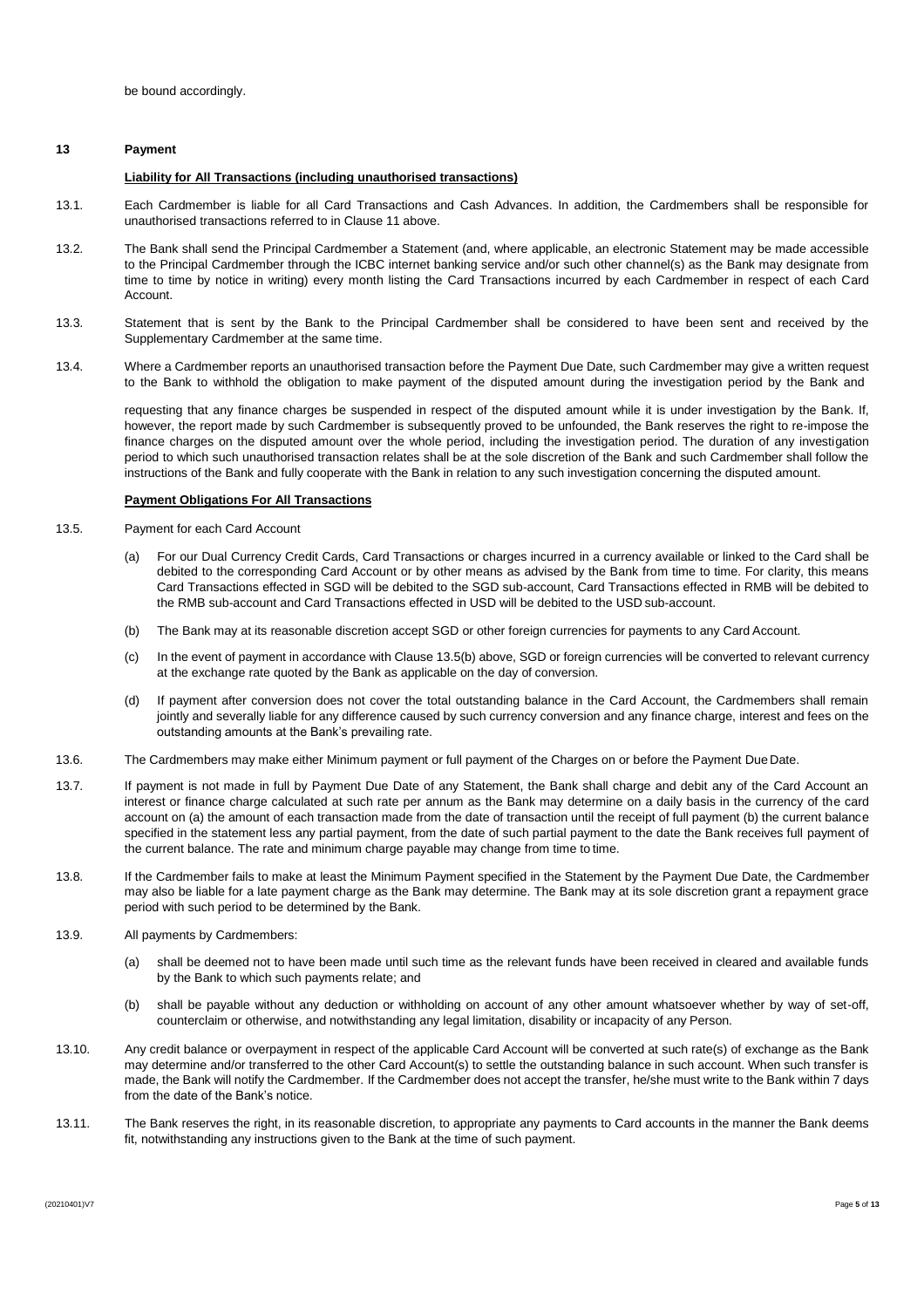be bound accordingly.

## 13 Payment

**Liability for All Transactions (including unauthorised transactions)**

13.1. Each Cardmember is liable for all Card Transactions and Cash Advances. In addition, the Cardmembers shall be responsible for unauthorised transactions referred to in Clause 11 above.

13.2. The Bank shall send the Principal Cardmember a Statement (and, where applicable, an electronic Statement may be made accessible to the Principal Cardmember through the ICBC internet banking service and/or such other channel(s) as the Bank may designate from time to time by notice in writing) every month listing the Card Transactions incurred by each Cardmember in respect of each Card Account.

13.3. Statement that is sent by the Bank to the Principal Cardmember shall be considered to have been sent and received by the Supplementary Cardmember at the same time.

13.4. Where a Cardmember reports an unauthorised transaction before the Payment Due Date, such Cardmember may give a written request to the Bank to withhold the obligation to make payment of the disputed amount during the investigation period by the Bank and

requesting that any finance charges be suspended in respect of the disputed amount while it is under investigation by the Bank. If, however, the report made by such Cardmember is subsequently proved to be unfounded, the Bank reserves the right to re-impose the finance charges on the disputed amount over the whole period, including the investigation period. The duration of any investigation period to which such unauthorised transaction relates shall be at the sole discretion of the Bank and such Cardmember shall follow the instructions of the Bank and fully cooperate with the Bank in relation to any such investigation concerning the disputed amount.

**Payment Obligations For All Transactions**

13.5. Payment for each Card Account

(a) For our Dual Currency Credit Cards, Card Transactions or charges incurred in a currency available or linked to the Card shall be debited to the corresponding Card Account or by other means as advised by the Bank from time to time. For clarity, this means Card Transactions effected in SGD will be debited to the SGD sub-account, Card Transactions effected in RMB will be debited to the RMB sub-account and Card Transactions effected in USD will be debited to the USD sub-account.

(b) The Bank may at its reasonable discretion accept SGD or other foreign currencies for payments to any Card Account.

(c) In the event of payment in accordance with Clause 13.5(b) above, SGD or foreign currencies will be converted to relevant currency at the exchange rate quoted by the Bank as applicable on the day of conversion.

(d) If payment after conversion does not cover the total outstanding balance in the Card Account, the Cardmembers shall remain jointly and severally liable for any difference caused by such currency conversion and any finance charge, interest and fees on the outstanding amounts at the Bank's prevailing rate.

13.6. The Cardmembers may make either Minimum payment or full payment of the Charges on or before the Payment Due Date.

13.7. If payment is not made in full by Payment Due Date of any Statement, the Bank shall charge and debit any of the Card Account an interest or finance charge calculated at such rate per annum as the Bank may determine on a daily basis in the currency of the card account on (a) the amount of each transaction made from the date of transaction until the receipt of full payment (b) the current balance specified in the statement less any partial payment, from the date of such partial payment to the date the Bank receives full payment of the current balance. The rate and minimum charge payable may change from time to time.

13.8. If the Cardmember fails to make at least the Minimum Payment specified in the Statement by the Payment Due Date, the Cardmember may also be liable for a late payment charge as the Bank may determine. The Bank may at its sole discretion grant a repayment grace period with such period to be determined by the Bank.

13.9. All payments by Cardmembers:

(a) shall be deemed not to have been made until such time as the relevant funds have been received in cleared and available funds by the Bank to which such payments relate; and

(b) shall be payable without any deduction or withholding on account of any other amount whatsoever whether by way of set-off, counterclaim or otherwise, and notwithstanding any legal limitation, disability or incapacity of any Person.

13.10. Any credit balance or overpayment in respect of the applicable Card Account will be converted at such rate(s) of exchange as the Bank may determine and/or transferred to the other Card Account(s) to settle the outstanding balance in such account. When such transfer is made, the Bank will notify the Cardmember. If the Cardmember does not accept the transfer, he/she must write to the Bank within 7 days from the date of the Bank's notice.

13.11. The Bank reserves the right, in its reasonable discretion, to appropriate any payments to Card accounts in the manner the Bank deems fit, notwithstanding any instructions given to the Bank at the time of such payment.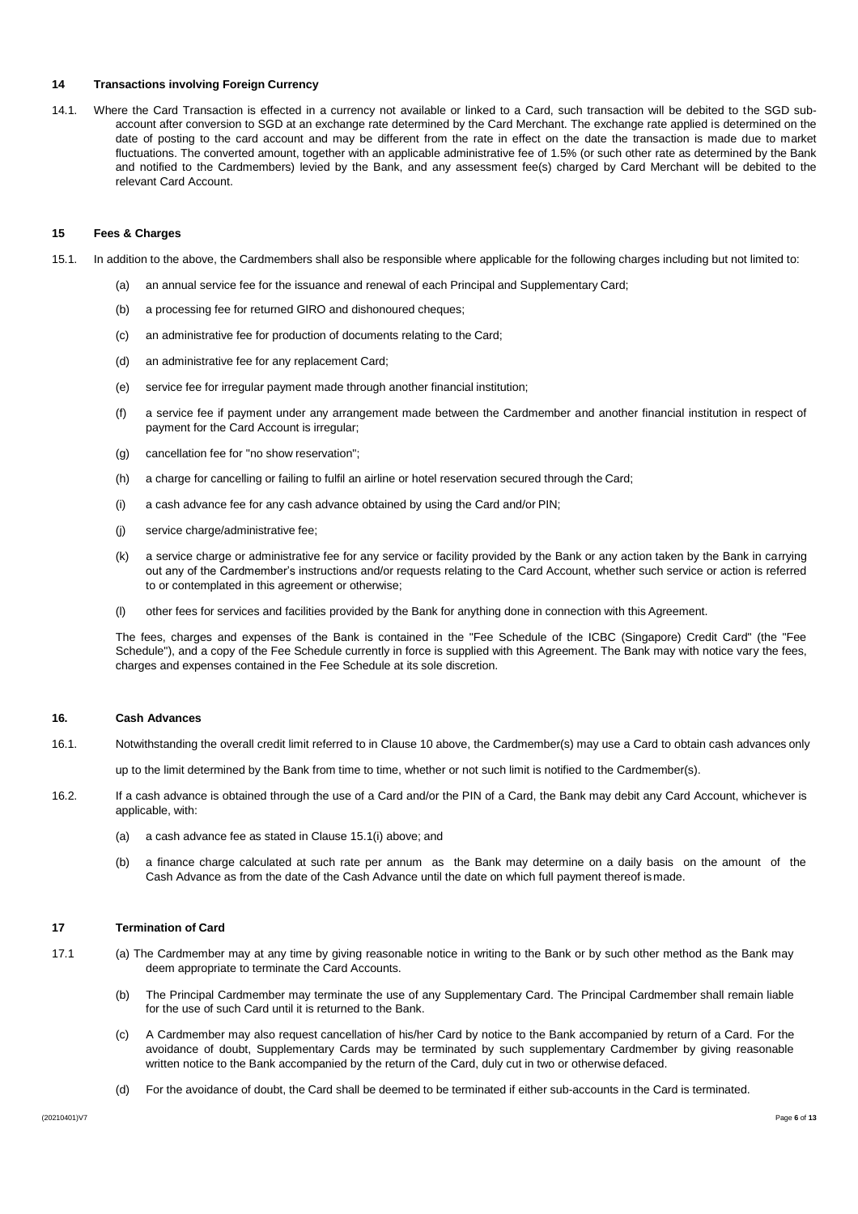## 14 Transactions involving Foreign Currency

14.1. Where the Card Transaction is effected in a currency not available or linked to a Card, such transaction will be debited to the SGD sub-account after conversion to SGD at an exchange rate determined by the Card Merchant. The exchange rate applied is determined on the date of posting to the card account and may be different from the rate in effect on the date the transaction is made due to market fluctuations. The converted amount, together with an applicable administrative fee of 1.5% (or such other rate as determined by the Bank and notified to the Cardmembers) levied by the Bank, and any assessment fee(s) charged by Card Merchant will be debited to the relevant Card Account.

## 15 Fees & Charges

15.1. In addition to the above, the Cardmembers shall also be responsible where applicable for the following charges including but not limited to:

(a) an annual service fee for the issuance and renewal of each Principal and Supplementary Card;

(b) a processing fee for returned GIRO and dishonoured cheques;

(c) an administrative fee for production of documents relating to the Card;

(d) an administrative fee for any replacement Card;

(e) service fee for irregular payment made through another financial institution;

(f) a service fee if payment under any arrangement made between the Cardmember and another financial institution in respect of payment for the Card Account is irregular;

(g) cancellation fee for "no show reservation";

(h) a charge for cancelling or failing to fulfil an airline or hotel reservation secured through the Card;

(i) a cash advance fee for any cash advance obtained by using the Card and/or PIN;

(j) service charge/administrative fee;

(k) a service charge or administrative fee for any service or facility provided by the Bank or any action taken by the Bank in carrying out any of the Cardmember's instructions and/or requests relating to the Card Account, whether such service or action is referred to or contemplated in this agreement or otherwise;

(l) other fees for services and facilities provided by the Bank for anything done in connection with this Agreement.

The fees, charges and expenses of the Bank is contained in the "Fee Schedule of the ICBC (Singapore) Credit Card" (the "Fee Schedule"), and a copy of the Fee Schedule currently in force is supplied with this Agreement. The Bank may with notice vary the fees, charges and expenses contained in the Fee Schedule at its sole discretion.

## 16. Cash Advances

16.1. Notwithstanding the overall credit limit referred to in Clause 10 above, the Cardmember(s) may use a Card to obtain cash advances only up to the limit determined by the Bank from time to time, whether or not such limit is notified to the Cardmember(s).

16.2. If a cash advance is obtained through the use of a Card and/or the PIN of a Card, the Bank may debit any Card Account, whichever is applicable, with:

(a) a cash advance fee as stated in Clause 15.1(i) above; and

(b) a finance charge calculated at such rate per annum as the Bank may determine on a daily basis on the amount of the Cash Advance as from the date of the Cash Advance until the date on which full payment thereof is made.

## 17 Termination of Card

17.1 (a) The Cardmember may at any time by giving reasonable notice in writing to the Bank or by such other method as the Bank may deem appropriate to terminate the Card Accounts.

(b) The Principal Cardmember may terminate the use of any Supplementary Card. The Principal Cardmember shall remain liable for the use of such Card until it is returned to the Bank.

(c) A Cardmember may also request cancellation of his/her Card by notice to the Bank accompanied by return of a Card. For the avoidance of doubt, Supplementary Cards may be terminated by such supplementary Cardmember by giving reasonable written notice to the Bank accompanied by the return of the Card, duly cut in two or otherwise defaced.

(d) For the avoidance of doubt, the Card shall be deemed to be terminated if either sub-accounts in the Card is terminated.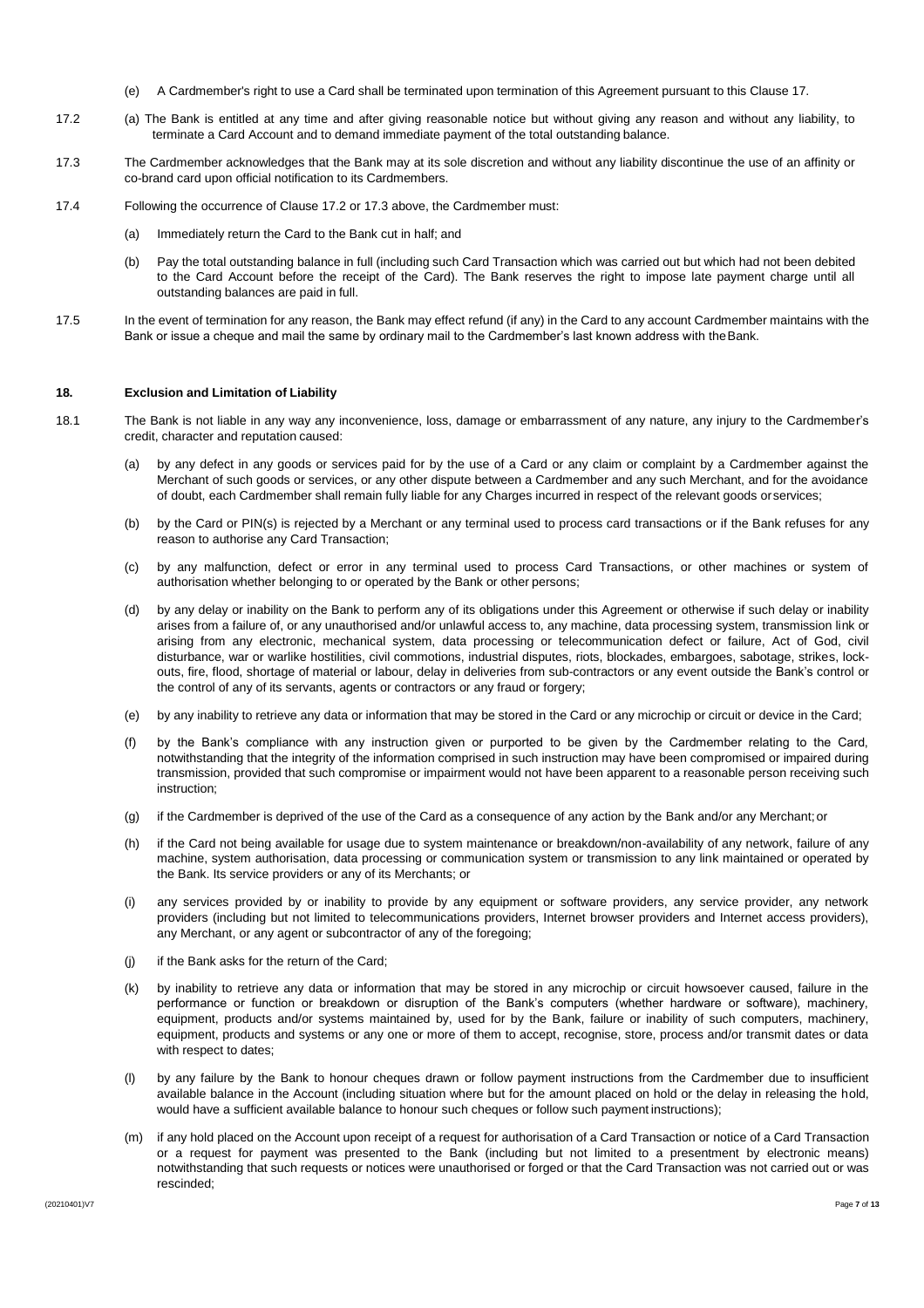(e) A Cardmember's right to use a Card shall be terminated upon termination of this Agreement pursuant to this Clause 17.

17.2 (a) The Bank is entitled at any time and after giving reasonable notice but without giving any reason and without any liability, to terminate a Card Account and to demand immediate payment of the total outstanding balance.

17.3 The Cardmember acknowledges that the Bank may at its sole discretion and without any liability discontinue the use of an affinity or co-brand card upon official notification to its Cardmembers.

17.4 Following the occurrence of Clause 17.2 or 17.3 above, the Cardmember must:

(a) Immediately return the Card to the Bank cut in half; and

(b) Pay the total outstanding balance in full (including such Card Transaction which was carried out but which had not been debited to the Card Account before the receipt of the Card). The Bank reserves the right to impose late payment charge until all outstanding balances are paid in full.

17.5 In the event of termination for any reason, the Bank may effect refund (if any) in the Card to any account Cardmember maintains with the Bank or issue a cheque and mail the same by ordinary mail to the Cardmember's last known address with the Bank.

## 18. Exclusion and Limitation of Liability

18.1 The Bank is not liable in any way any inconvenience, loss, damage or embarrassment of any nature, any injury to the Cardmember's credit, character and reputation caused:

(a) by any defect in any goods or services paid for by the use of a Card or any claim or complaint by a Cardmember against the Merchant of such goods or services, or any other dispute between a Cardmember and any such Merchant, and for the avoidance of doubt, each Cardmember shall remain fully liable for any Charges incurred in respect of the relevant goods or services;

(b) by the Card or PIN(s) is rejected by a Merchant or any terminal used to process card transactions or if the Bank refuses for any reason to authorise any Card Transaction;

(c) by any malfunction, defect or error in any terminal used to process Card Transactions, or other machines or system of authorisation whether belonging to or operated by the Bank or other persons;

(d) by any delay or inability on the Bank to perform any of its obligations under this Agreement or otherwise if such delay or inability arises from a failure of, or any unauthorised and/or unlawful access to, any machine, data processing system, transmission link or arising from any electronic, mechanical system, data processing or telecommunication defect or failure, Act of God, civil disturbance, war or warlike hostilities, civil commotions, industrial disputes, riots, blockades, embargoes, sabotage, strikes, lock-outs, fire, flood, shortage of material or labour, delay in deliveries from sub-contractors or any event outside the Bank's control or the control of any of its servants, agents or contractors or any fraud or forgery;

(e) by any inability to retrieve any data or information that may be stored in the Card or any microchip or circuit or device in the Card;

(f) by the Bank's compliance with any instruction given or purported to be given by the Cardmember relating to the Card, notwithstanding that the integrity of the information comprised in such instruction may have been compromised or impaired during transmission, provided that such compromise or impairment would not have been apparent to a reasonable person receiving such instruction;

(g) if the Cardmember is deprived of the use of the Card as a consequence of any action by the Bank and/or any Merchant; or

(h) if the Card not being available for usage due to system maintenance or breakdown/non-availability of any network, failure of any machine, system authorisation, data processing or communication system or transmission to any link maintained or operated by the Bank. Its service providers or any of its Merchants; or

(i) any services provided by or inability to provide by any equipment or software providers, any service provider, any network providers (including but not limited to telecommunications providers, Internet browser providers and Internet access providers), any Merchant, or any agent or subcontractor of any of the foregoing;

(j) if the Bank asks for the return of the Card;

(k) by inability to retrieve any data or information that may be stored in any microchip or circuit howsoever caused, failure in the performance or function or breakdown or disruption of the Bank's computers (whether hardware or software), machinery, equipment, products and/or systems maintained by, used for by the Bank, failure or inability of such computers, machinery, equipment, products and systems or any one or more of them to accept, recognise, store, process and/or transmit dates or data with respect to dates;

(l) by any failure by the Bank to honour cheques drawn or follow payment instructions from the Cardmember due to insufficient available balance in the Account (including situation where but for the amount placed on hold or the delay in releasing the hold, would have a sufficient available balance to honour such cheques or follow such payment instructions);

(m) if any hold placed on the Account upon receipt of a request for authorisation of a Card Transaction or notice of a Card Transaction or a request for payment was presented to the Bank (including but not limited to a presentment by electronic means) notwithstanding that such requests or notices were unauthorised or forged or that the Card Transaction was not carried out or was rescinded;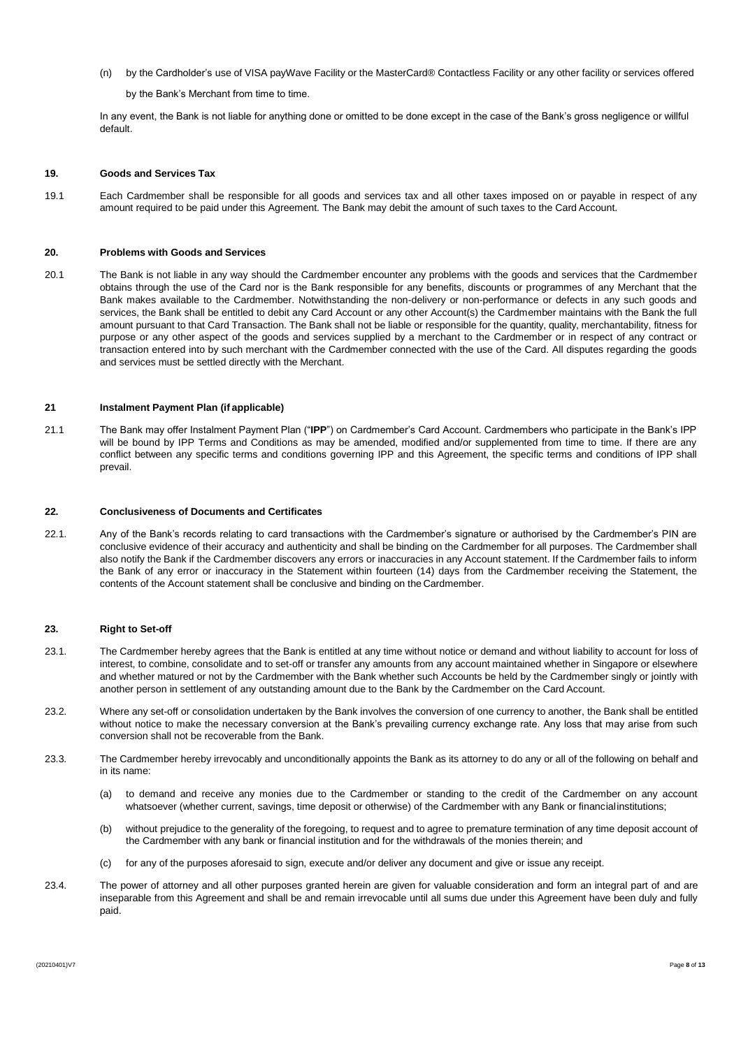(n) by the Cardholder's use of VISA payWave Facility or the MasterCard® Contactless Facility or any other facility or services offered by the Bank's Merchant from time to time.

In any event, the Bank is not liable for anything done or omitted to be done except in the case of the Bank's gross negligence or willful default.

## 19. Goods and Services Tax

19.1 Each Cardmember shall be responsible for all goods and services tax and all other taxes imposed on or payable in respect of any amount required to be paid under this Agreement. The Bank may debit the amount of such taxes to the Card Account.

## 20. Problems with Goods and Services

20.1 The Bank is not liable in any way should the Cardmember encounter any problems with the goods and services that the Cardmember obtains through the use of the Card nor is the Bank responsible for any benefits, discounts or programmes of any Merchant that the Bank makes available to the Cardmember. Notwithstanding the non-delivery or non-performance or defects in any such goods and services, the Bank shall be entitled to debit any Card Account or any other Account(s) the Cardmember maintains with the Bank the full amount pursuant to that Card Transaction. The Bank shall not be liable or responsible for the quantity, quality, merchantability, fitness for purpose or any other aspect of the goods and services supplied by a merchant to the Cardmember or in respect of any contract or transaction entered into by such merchant with the Cardmember connected with the use of the Card. All disputes regarding the goods and services must be settled directly with the Merchant.

## 21 Instalment Payment Plan (if applicable)

21.1 The Bank may offer Instalment Payment Plan ("**IPP**") on Cardmember's Card Account. Cardmembers who participate in the Bank's IPP will be bound by IPP Terms and Conditions as may be amended, modified and/or supplemented from time to time. If there are any conflict between any specific terms and conditions governing IPP and this Agreement, the specific terms and conditions of IPP shall prevail.

## 22. Conclusiveness of Documents and Certificates

22.1. Any of the Bank's records relating to card transactions with the Cardmember's signature or authorised by the Cardmember's PIN are conclusive evidence of their accuracy and authenticity and shall be binding on the Cardmember for all purposes. The Cardmember shall also notify the Bank if the Cardmember discovers any errors or inaccuracies in any Account statement. If the Cardmember fails to inform the Bank of any error or inaccuracy in the Statement within fourteen (14) days from the Cardmember receiving the Statement, the contents of the Account statement shall be conclusive and binding on the Cardmember.

## 23. Right to Set-off

23.1. The Cardmember hereby agrees that the Bank is entitled at any time without notice or demand and without liability to account for loss of interest, to combine, consolidate and to set-off or transfer any amounts from any account maintained whether in Singapore or elsewhere and whether matured or not by the Cardmember with the Bank whether such Accounts be held by the Cardmember singly or jointly with another person in settlement of any outstanding amount due to the Bank by the Cardmember on the Card Account.

23.2. Where any set-off or consolidation undertaken by the Bank involves the conversion of one currency to another, the Bank shall be entitled without notice to make the necessary conversion at the Bank's prevailing currency exchange rate. Any loss that may arise from such conversion shall not be recoverable from the Bank.

23.3. The Cardmember hereby irrevocably and unconditionally appoints the Bank as its attorney to do any or all of the following on behalf and in its name:

(a) to demand and receive any monies due to the Cardmember or standing to the credit of the Cardmember on any account whatsoever (whether current, savings, time deposit or otherwise) of the Cardmember with any Bank or financial institutions;

(b) without prejudice to the generality of the foregoing, to request and to agree to premature termination of any time deposit account of the Cardmember with any bank or financial institution and for the withdrawals of the monies therein; and

(c) for any of the purposes aforesaid to sign, execute and/or deliver any document and give or issue any receipt.

23.4. The power of attorney and all other purposes granted herein are given for valuable consideration and form an integral part of and are inseparable from this Agreement and shall be and remain irrevocable until all sums due under this Agreement have been duly and fully paid.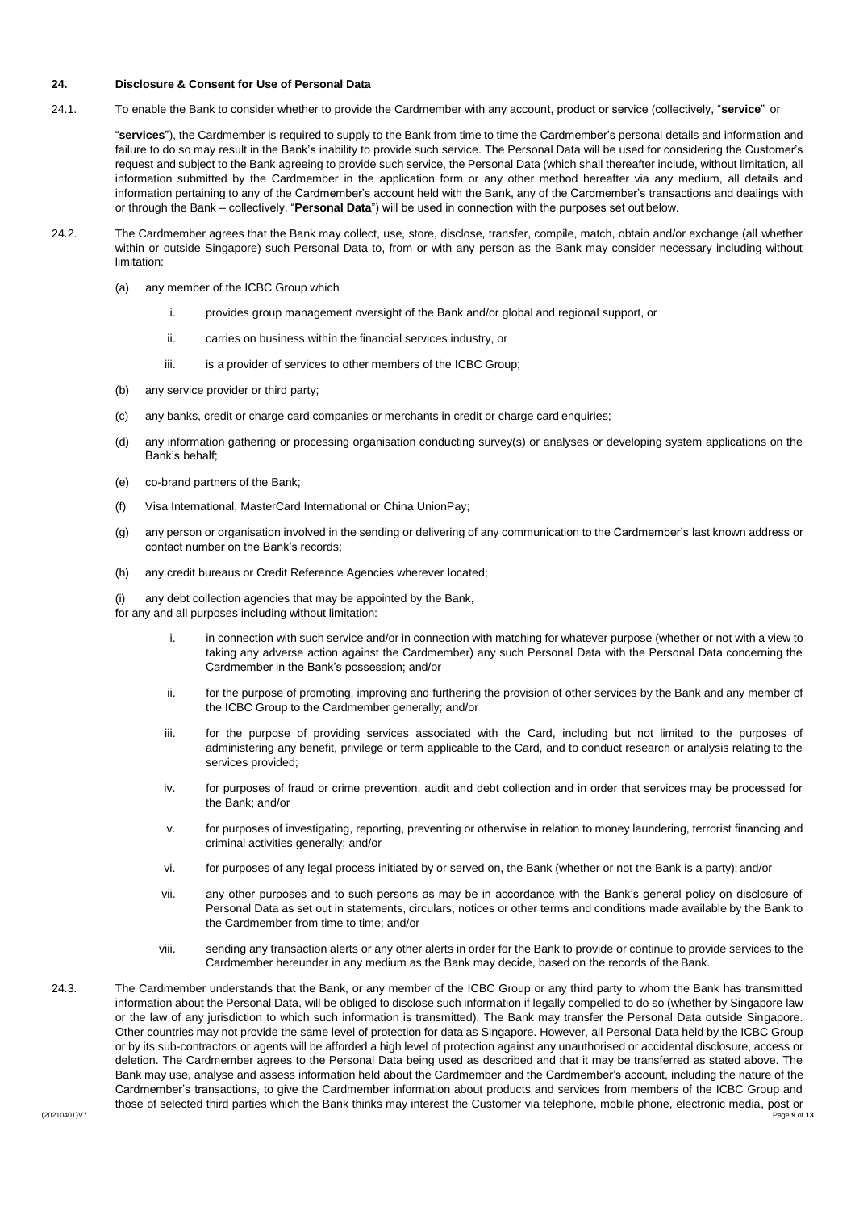### 24. Disclosure & Consent for Use of Personal Data

24.1. To enable the Bank to consider whether to provide the Cardmember with any account, product or service (collectively, "**service**" or "**services**"), the Cardmember is required to supply to the Bank from time to time the Cardmember's personal details and information and failure to do so may result in the Bank's inability to provide such service. The Personal Data will be used for considering the Customer's request and subject to the Bank agreeing to provide such service, the Personal Data (which shall thereafter include, without limitation, all information submitted by the Cardmember in the application form or any other method hereafter via any medium, all details and information pertaining to any of the Cardmember's account held with the Bank, any of the Cardmember's transactions and dealings with or through the Bank – collectively, "**Personal Data**") will be used in connection with the purposes set out below.

24.2. The Cardmember agrees that the Bank may collect, use, store, disclose, transfer, compile, match, obtain and/or exchange (all whether within or outside Singapore) such Personal Data to, from or with any person as the Bank may consider necessary including without limitation:

(a) any member of the ICBC Group which

   i. provides group management oversight of the Bank and/or global and regional support, or

   ii. carries on business within the financial services industry, or

   iii. is a provider of services to other members of the ICBC Group;

(b) any service provider or third party;

(c) any banks, credit or charge card companies or merchants in credit or charge card enquiries;

(d) any information gathering or processing organisation conducting survey(s) or analyses or developing system applications on the Bank's behalf;

(e) co-brand partners of the Bank;

(f) Visa International, MasterCard International or China UnionPay;

(g) any person or organisation involved in the sending or delivering of any communication to the Cardmember's last known address or contact number on the Bank's records;

(h) any credit bureaus or Credit Reference Agencies wherever located;

(i) any debt collection agencies that may be appointed by the Bank,

for any and all purposes including without limitation:

   i. in connection with such service and/or in connection with matching for whatever purpose (whether or not with a view to taking any adverse action against the Cardmember) any such Personal Data with the Personal Data concerning the Cardmember in the Bank's possession; and/or

   ii. for the purpose of promoting, improving and furthering the provision of other services by the Bank and any member of the ICBC Group to the Cardmember generally; and/or

   iii. for the purpose of providing services associated with the Card, including but not limited to the purposes of administering any benefit, privilege or term applicable to the Card, and to conduct research or analysis relating to the services provided;

   iv. for purposes of fraud or crime prevention, audit and debt collection and in order that services may be processed for the Bank; and/or

   v. for purposes of investigating, reporting, preventing or otherwise in relation to money laundering, terrorist financing and criminal activities generally; and/or

   vi. for purposes of any legal process initiated by or served on, the Bank (whether or not the Bank is a party); and/or

   vii. any other purposes and to such persons as may be in accordance with the Bank's general policy on disclosure of Personal Data as set out in statements, circulars, notices or other terms and conditions made available by the Bank to the Cardmember from time to time; and/or

   viii. sending any transaction alerts or any other alerts in order for the Bank to provide or continue to provide services to the Cardmember hereunder in any medium as the Bank may decide, based on the records of the Bank.

24.3. The Cardmember understands that the Bank, or any member of the ICBC Group or any third party to whom the Bank has transmitted information about the Personal Data, will be obliged to disclose such information if legally compelled to do so (whether by Singapore law or the law of any jurisdiction to which such information is transmitted). The Bank may transfer the Personal Data outside Singapore. Other countries may not provide the same level of protection for data as Singapore. However, all Personal Data held by the ICBC Group or by its sub-contractors or agents will be afforded a high level of protection against any unauthorised or accidental disclosure, access or deletion. The Cardmember agrees to the Personal Data being used as described and that it may be transferred as stated above. The Bank may use, analyse and assess information held about the Cardmember and the Cardmember's account, including the nature of the Cardmember's transactions, to give the Cardmember information about products and services from members of the ICBC Group and those of selected third parties which the Bank thinks may interest the Customer via telephone, mobile phone, electronic media, post or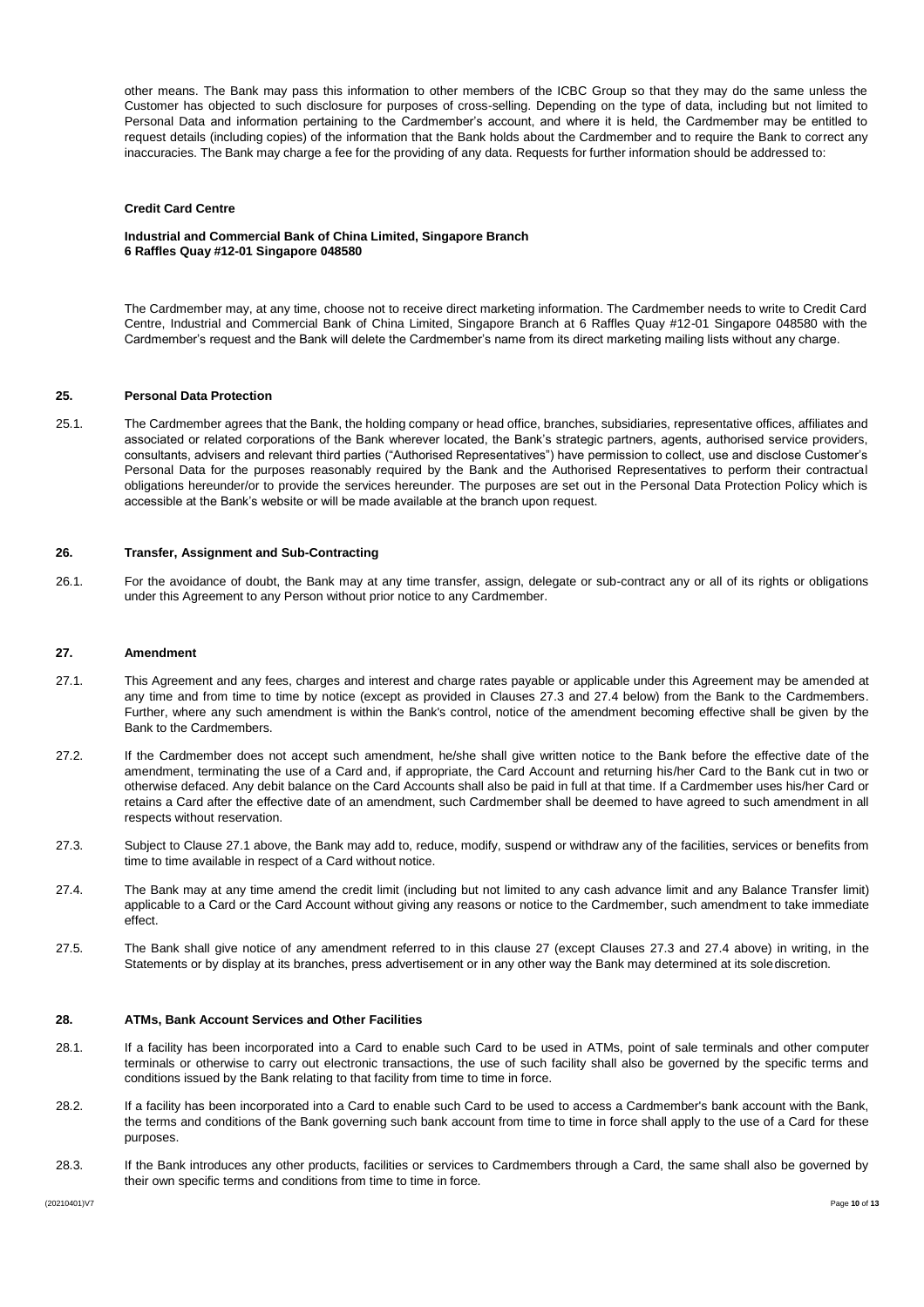other means. The Bank may pass this information to other members of the ICBC Group so that they may do the same unless the Customer has objected to such disclosure for purposes of cross-selling. Depending on the type of data, including but not limited to Personal Data and information pertaining to the Cardmember's account, and where it is held, the Cardmember may be entitled to request details (including copies) of the information that the Bank holds about the Cardmember and to require the Bank to correct any inaccuracies. The Bank may charge a fee for the providing of any data. Requests for further information should be addressed to:

**Credit Card Centre**

**Industrial and Commercial Bank of China Limited, Singapore Branch**
**6 Raffles Quay #12-01 Singapore 048580**

The Cardmember may, at any time, choose not to receive direct marketing information. The Cardmember needs to write to Credit Card Centre, Industrial and Commercial Bank of China Limited, Singapore Branch at 6 Raffles Quay #12-01 Singapore 048580 with the Cardmember's request and the Bank will delete the Cardmember's name from its direct marketing mailing lists without any charge.

## 25. Personal Data Protection

25.1. The Cardmember agrees that the Bank, the holding company or head office, branches, subsidiaries, representative offices, affiliates and associated or related corporations of the Bank wherever located, the Bank's strategic partners, agents, authorised service providers, consultants, advisers and relevant third parties ("Authorised Representatives") have permission to collect, use and disclose Customer's Personal Data for the purposes reasonably required by the Bank and the Authorised Representatives to perform their contractual obligations hereunder/or to provide the services hereunder. The purposes are set out in the Personal Data Protection Policy which is accessible at the Bank's website or will be made available at the branch upon request.

## 26. Transfer, Assignment and Sub-Contracting

26.1. For the avoidance of doubt, the Bank may at any time transfer, assign, delegate or sub-contract any or all of its rights or obligations under this Agreement to any Person without prior notice to any Cardmember.

## 27. Amendment

27.1. This Agreement and any fees, charges and interest and charge rates payable or applicable under this Agreement may be amended at any time and from time to time by notice (except as provided in Clauses 27.3 and 27.4 below) from the Bank to the Cardmembers. Further, where any such amendment is within the Bank's control, notice of the amendment becoming effective shall be given by the Bank to the Cardmembers.

27.2. If the Cardmember does not accept such amendment, he/she shall give written notice to the Bank before the effective date of the amendment, terminating the use of a Card and, if appropriate, the Card Account and returning his/her Card to the Bank cut in two or otherwise defaced. Any debit balance on the Card Accounts shall also be paid in full at that time. If a Cardmember uses his/her Card or retains a Card after the effective date of an amendment, such Cardmember shall be deemed to have agreed to such amendment in all respects without reservation.

27.3. Subject to Clause 27.1 above, the Bank may add to, reduce, modify, suspend or withdraw any of the facilities, services or benefits from time to time available in respect of a Card without notice.

27.4. The Bank may at any time amend the credit limit (including but not limited to any cash advance limit and any Balance Transfer limit) applicable to a Card or the Card Account without giving any reasons or notice to the Cardmember, such amendment to take immediate effect.

27.5. The Bank shall give notice of any amendment referred to in this clause 27 (except Clauses 27.3 and 27.4 above) in writing, in the Statements or by display at its branches, press advertisement or in any other way the Bank may determined at its sole discretion.

## 28. ATMs, Bank Account Services and Other Facilities

28.1. If a facility has been incorporated into a Card to enable such Card to be used in ATMs, point of sale terminals and other computer terminals or otherwise to carry out electronic transactions, the use of such facility shall also be governed by the specific terms and conditions issued by the Bank relating to that facility from time to time in force.

28.2. If a facility has been incorporated into a Card to enable such Card to be used to access a Cardmember's bank account with the Bank, the terms and conditions of the Bank governing such bank account from time to time in force shall apply to the use of a Card for these purposes.

28.3. If the Bank introduces any other products, facilities or services to Cardmembers through a Card, the same shall also be governed by their own specific terms and conditions from time to time in force.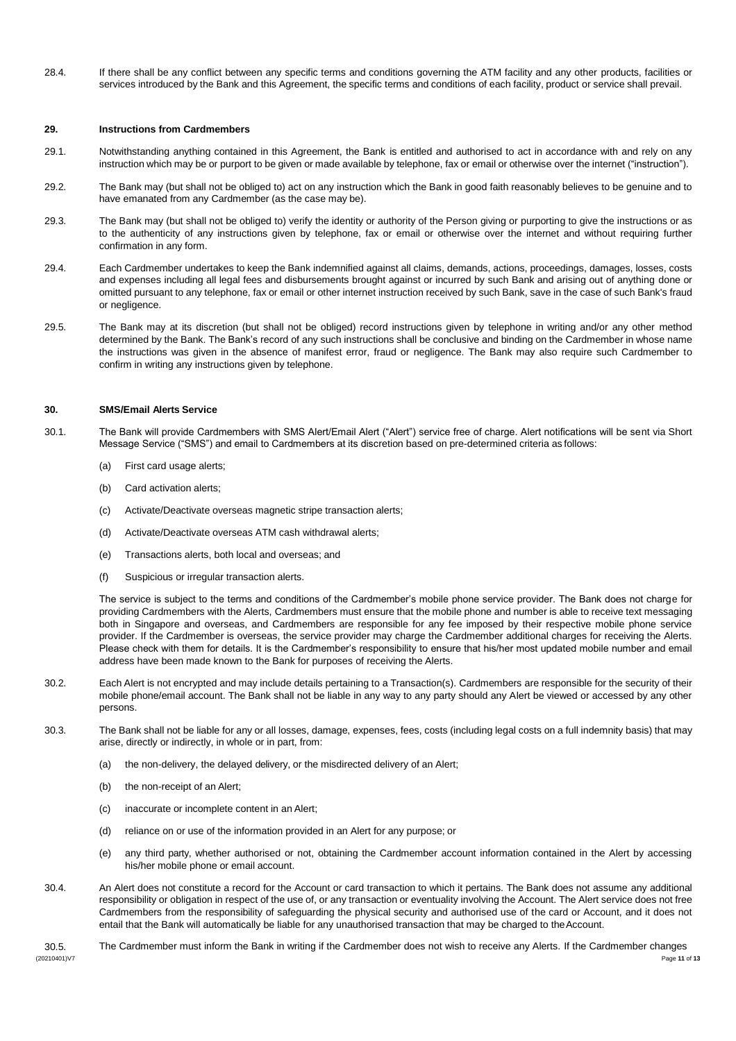28.4. If there shall be any conflict between any specific terms and conditions governing the ATM facility and any other products, facilities or services introduced by the Bank and this Agreement, the specific terms and conditions of each facility, product or service shall prevail.

## 29. Instructions from Cardmembers

29.1. Notwithstanding anything contained in this Agreement, the Bank is entitled and authorised to act in accordance with and rely on any instruction which may be or purport to be given or made available by telephone, fax or email or otherwise over the internet ("instruction").

29.2. The Bank may (but shall not be obliged to) act on any instruction which the Bank in good faith reasonably believes to be genuine and to have emanated from any Cardmember (as the case may be).

29.3. The Bank may (but shall not be obliged to) verify the identity or authority of the Person giving or purporting to give the instructions or as to the authenticity of any instructions given by telephone, fax or email or otherwise over the internet and without requiring further confirmation in any form.

29.4. Each Cardmember undertakes to keep the Bank indemnified against all claims, demands, actions, proceedings, damages, losses, costs and expenses including all legal fees and disbursements brought against or incurred by such Bank and arising out of anything done or omitted pursuant to any telephone, fax or email or other internet instruction received by such Bank, save in the case of such Bank's fraud or negligence.

29.5. The Bank may at its discretion (but shall not be obliged) record instructions given by telephone in writing and/or any other method determined by the Bank. The Bank's record of any such instructions shall be conclusive and binding on the Cardmember in whose name the instructions was given in the absence of manifest error, fraud or negligence. The Bank may also require such Cardmember to confirm in writing any instructions given by telephone.

## 30. SMS/Email Alerts Service

30.1. The Bank will provide Cardmembers with SMS Alert/Email Alert ("Alert") service free of charge. Alert notifications will be sent via Short Message Service ("SMS") and email to Cardmembers at its discretion based on pre-determined criteria as follows:

(a) First card usage alerts;

(b) Card activation alerts;

(c) Activate/Deactivate overseas magnetic stripe transaction alerts;

(d) Activate/Deactivate overseas ATM cash withdrawal alerts;

(e) Transactions alerts, both local and overseas; and

(f) Suspicious or irregular transaction alerts.

The service is subject to the terms and conditions of the Cardmember's mobile phone service provider. The Bank does not charge for providing Cardmembers with the Alerts, Cardmembers must ensure that the mobile phone and number is able to receive text messaging both in Singapore and overseas, and Cardmembers are responsible for any fee imposed by their respective mobile phone service provider. If the Cardmember is overseas, the service provider may charge the Cardmember additional charges for receiving the Alerts. Please check with them for details. It is the Cardmember's responsibility to ensure that his/her most updated mobile number and email address have been made known to the Bank for purposes of receiving the Alerts.

30.2. Each Alert is not encrypted and may include details pertaining to a Transaction(s). Cardmembers are responsible for the security of their mobile phone/email account. The Bank shall not be liable in any way to any party should any Alert be viewed or accessed by any other persons.

30.3. The Bank shall not be liable for any or all losses, damage, expenses, fees, costs (including legal costs on a full indemnity basis) that may arise, directly or indirectly, in whole or in part, from:

(a) the non-delivery, the delayed delivery, or the misdirected delivery of an Alert;

(b) the non-receipt of an Alert;

(c) inaccurate or incomplete content in an Alert;

(d) reliance on or use of the information provided in an Alert for any purpose; or

(e) any third party, whether authorised or not, obtaining the Cardmember account information contained in the Alert by accessing his/her mobile phone or email account.

30.4. An Alert does not constitute a record for the Account or card transaction to which it pertains. The Bank does not assume any additional responsibility or obligation in respect of the use of, or any transaction or eventuality involving the Account. The Alert service does not free Cardmembers from the responsibility of safeguarding the physical security and authorised use of the card or Account, and it does not entail that the Bank will automatically be liable for any unauthorised transaction that may be charged to the Account.

30.5. The Cardmember must inform the Bank in writing if the Cardmember does not wish to receive any Alerts. If the Cardmember changes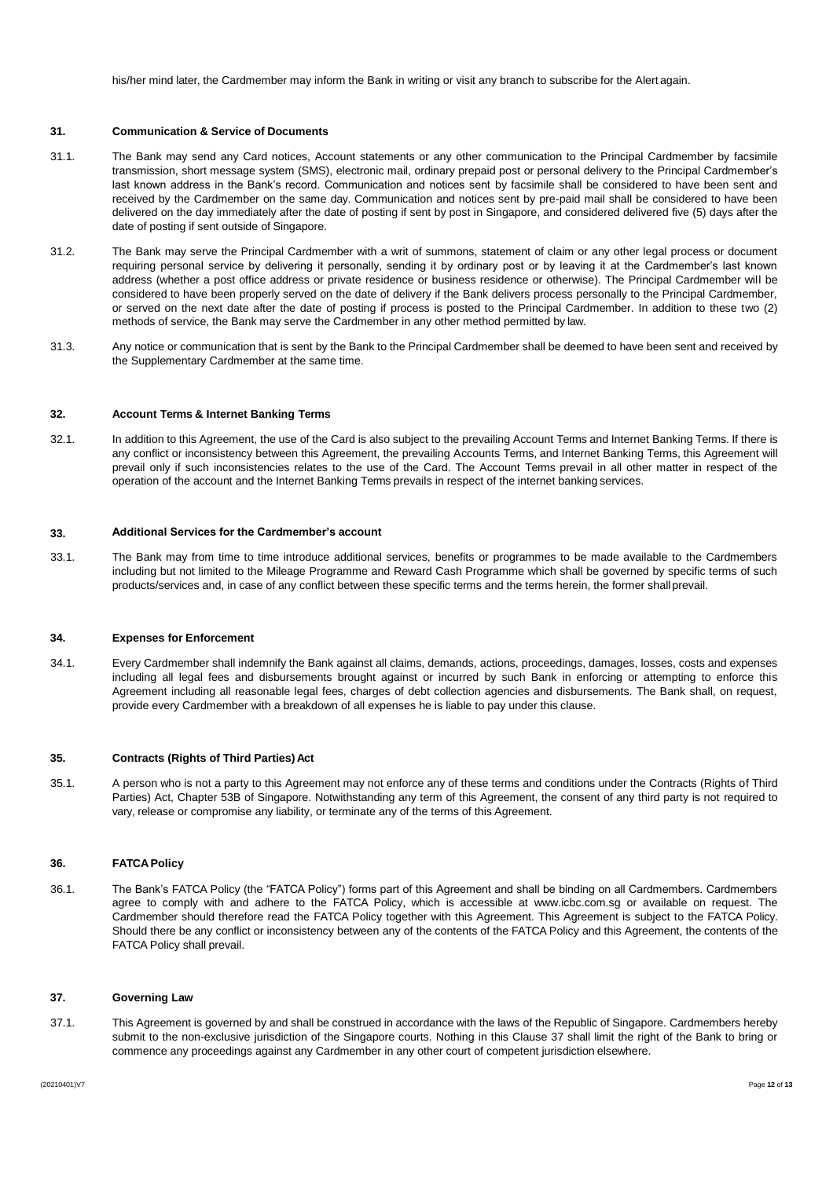his/her mind later, the Cardmember may inform the Bank in writing or visit any branch to subscribe for the Alert again.

### 31. Communication & Service of Documents

31.1. The Bank may send any Card notices, Account statements or any other communication to the Principal Cardmember by facsimile transmission, short message system (SMS), electronic mail, ordinary prepaid post or personal delivery to the Principal Cardmember's last known address in the Bank's record. Communication and notices sent by facsimile shall be considered to have been sent and received by the Cardmember on the same day. Communication and notices sent by pre-paid mail shall be considered to have been delivered on the day immediately after the date of posting if sent by post in Singapore, and considered delivered five (5) days after the date of posting if sent outside of Singapore.

31.2. The Bank may serve the Principal Cardmember with a writ of summons, statement of claim or any other legal process or document requiring personal service by delivering it personally, sending it by ordinary post or by leaving it at the Cardmember's last known address (whether a post office address or private residence or business residence or otherwise). The Principal Cardmember will be considered to have been properly served on the date of delivery if the Bank delivers process personally to the Principal Cardmember, or served on the next date after the date of posting if process is posted to the Principal Cardmember. In addition to these two (2) methods of service, the Bank may serve the Cardmember in any other method permitted by law.

31.3. Any notice or communication that is sent by the Bank to the Principal Cardmember shall be deemed to have been sent and received by the Supplementary Cardmember at the same time.

### 32. Account Terms & Internet Banking Terms

32.1. In addition to this Agreement, the use of the Card is also subject to the prevailing Account Terms and Internet Banking Terms. If there is any conflict or inconsistency between this Agreement, the prevailing Accounts Terms, and Internet Banking Terms, this Agreement will prevail only if such inconsistencies relates to the use of the Card. The Account Terms prevail in all other matter in respect of the operation of the account and the Internet Banking Terms prevails in respect of the internet banking services.

### 33. Additional Services for the Cardmember's account

33.1. The Bank may from time to time introduce additional services, benefits or programmes to be made available to the Cardmembers including but not limited to the Mileage Programme and Reward Cash Programme which shall be governed by specific terms of such products/services and, in case of any conflict between these specific terms and the terms herein, the former shall prevail.

### 34. Expenses for Enforcement

34.1. Every Cardmember shall indemnify the Bank against all claims, demands, actions, proceedings, damages, losses, costs and expenses including all legal fees and disbursements brought against or incurred by such Bank in enforcing or attempting to enforce this Agreement including all reasonable legal fees, charges of debt collection agencies and disbursements. The Bank shall, on request, provide every Cardmember with a breakdown of all expenses he is liable to pay under this clause.

### 35. Contracts (Rights of Third Parties) Act

35.1. A person who is not a party to this Agreement may not enforce any of these terms and conditions under the Contracts (Rights of Third Parties) Act, Chapter 53B of Singapore. Notwithstanding any term of this Agreement, the consent of any third party is not required to vary, release or compromise any liability, or terminate any of the terms of this Agreement.

### 36. FATCA Policy

36.1. The Bank's FATCA Policy (the "FATCA Policy") forms part of this Agreement and shall be binding on all Cardmembers. Cardmembers agree to comply with and adhere to the FATCA Policy, which is accessible at www.icbc.com.sg or available on request. The Cardmember should therefore read the FATCA Policy together with this Agreement. This Agreement is subject to the FATCA Policy. Should there be any conflict or inconsistency between any of the contents of the FATCA Policy and this Agreement, the contents of the FATCA Policy shall prevail.

### 37. Governing Law

37.1. This Agreement is governed by and shall be construed in accordance with the laws of the Republic of Singapore. Cardmembers hereby submit to the non-exclusive jurisdiction of the Singapore courts. Nothing in this Clause 37 shall limit the right of the Bank to bring or commence any proceedings against any Cardmember in any other court of competent jurisdiction elsewhere.

(20210401)V7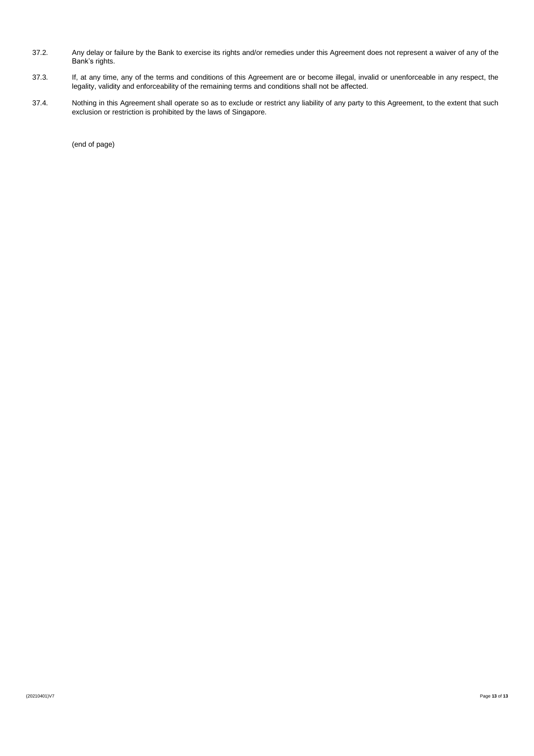37.2. Any delay or failure by the Bank to exercise its rights and/or remedies under this Agreement does not represent a waiver of any of the Bank's rights.

37.3. If, at any time, any of the terms and conditions of this Agreement are or become illegal, invalid or unenforceable in any respect, the legality, validity and enforceability of the remaining terms and conditions shall not be affected.

37.4. Nothing in this Agreement shall operate so as to exclude or restrict any liability of any party to this Agreement, to the extent that such exclusion or restriction is prohibited by the laws of Singapore.

(end of page)